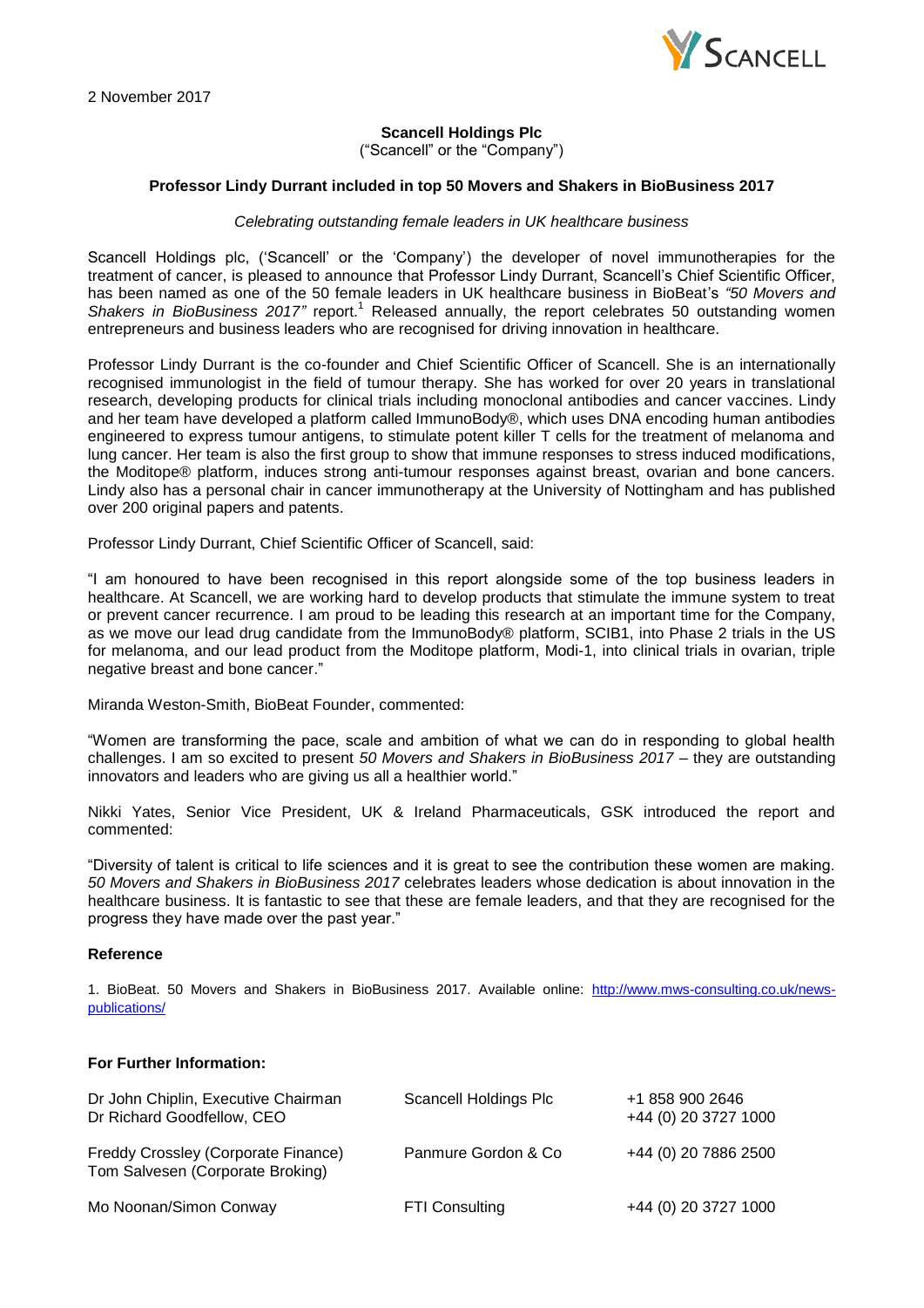2 November 2017

**Scancell Holdings Plc**
("Scancell" or the "Company")

**Professor Lindy Durrant included in top 50 Movers and Shakers in BioBusiness 2017**

*Celebrating outstanding female leaders in UK healthcare business*

Scancell Holdings plc, ('Scancell' or the 'Company') the developer of novel immunotherapies for the treatment of cancer, is pleased to announce that Professor Lindy Durrant, Scancell's Chief Scientific Officer, has been named as one of the 50 female leaders in UK healthcare business in BioBeat's *"50 Movers and Shakers in BioBusiness 2017"* report.[1] Released annually, the report celebrates 50 outstanding women entrepreneurs and business leaders who are recognised for driving innovation in healthcare.

Professor Lindy Durrant is the co-founder and Chief Scientific Officer of Scancell. She is an internationally recognised immunologist in the field of tumour therapy. She has worked for over 20 years in translational research, developing products for clinical trials including monoclonal antibodies and cancer vaccines. Lindy and her team have developed a platform called ImmunoBody®, which uses DNA encoding human antibodies engineered to express tumour antigens, to stimulate potent killer T cells for the treatment of melanoma and lung cancer. Her team is also the first group to show that immune responses to stress induced modifications, the Moditope® platform, induces strong anti-tumour responses against breast, ovarian and bone cancers. Lindy also has a personal chair in cancer immunotherapy at the University of Nottingham and has published over 200 original papers and patents.

Professor Lindy Durrant, Chief Scientific Officer of Scancell, said:

"I am honoured to have been recognised in this report alongside some of the top business leaders in healthcare. At Scancell, we are working hard to develop products that stimulate the immune system to treat or prevent cancer recurrence. I am proud to be leading this research at an important time for the Company, as we move our lead drug candidate from the ImmunoBody® platform, SCIB1, into Phase 2 trials in the US for melanoma, and our lead product from the Moditope platform, Modi-1, into clinical trials in ovarian, triple negative breast and bone cancer."

Miranda Weston-Smith, BioBeat Founder, commented:

"Women are transforming the pace, scale and ambition of what we can do in responding to global health challenges. I am so excited to present *50 Movers and Shakers in BioBusiness 2017* – they are outstanding innovators and leaders who are giving us all a healthier world."

Nikki Yates, Senior Vice President, UK & Ireland Pharmaceuticals, GSK introduced the report and commented:

"Diversity of talent is critical to life sciences and it is great to see the contribution these women are making. *50 Movers and Shakers in BioBusiness 2017* celebrates leaders whose dedication is about innovation in the healthcare business. It is fantastic to see that these are female leaders, and that they are recognised for the progress they have made over the past year."

**Reference**

1. BioBeat. 50 Movers and Shakers in BioBusiness 2017. Available online: [http://www.mws-consulting.co.uk/news-publications/](http://www.mws-consulting.co.uk/news-publications/)

**For Further Information:**

| | | |
|---|---|---|
| Dr John Chiplin, Executive Chairman<br>Dr Richard Goodfellow, CEO | Scancell Holdings Plc | +1 858 900 2646<br>+44 (0) 20 3727 1000 |
| Freddy Crossley (Corporate Finance)<br>Tom Salvesen (Corporate Broking) | Panmure Gordon & Co | +44 (0) 20 7886 2500 |
| Mo Noonan/Simon Conway | FTI Consulting | +44 (0) 20 3727 1000 |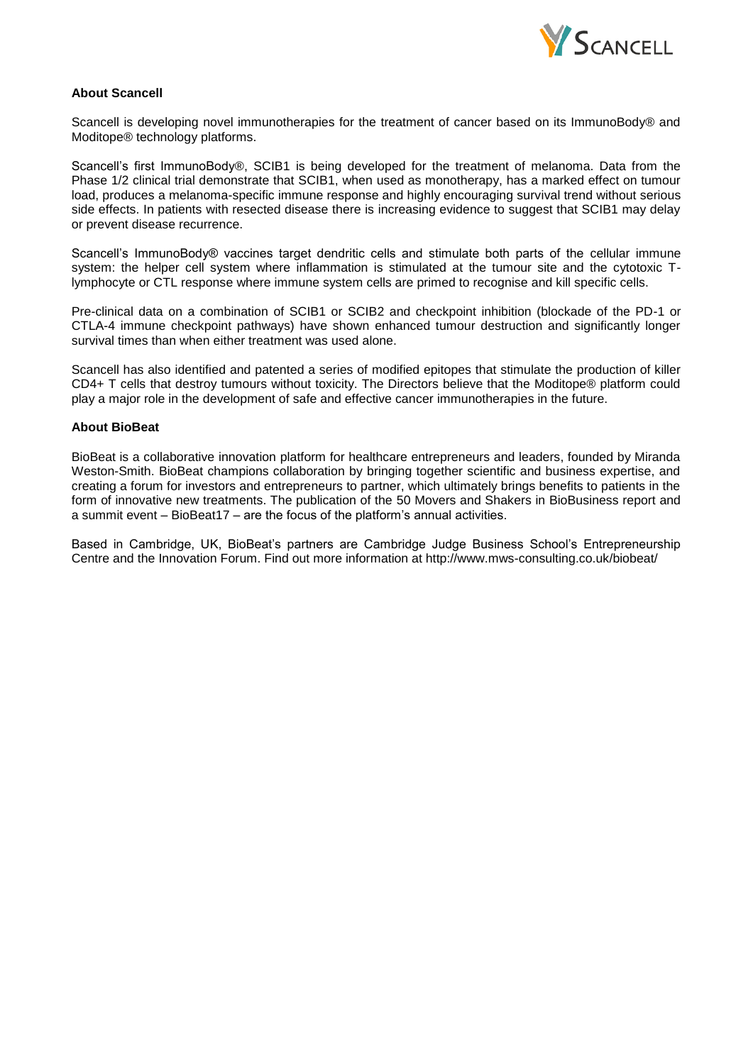**About Scancell**

Scancell is developing novel immunotherapies for the treatment of cancer based on its ImmunoBody® and Moditope® technology platforms.

Scancell's first ImmunoBody®, SCIB1 is being developed for the treatment of melanoma. Data from the Phase 1/2 clinical trial demonstrate that SCIB1, when used as monotherapy, has a marked effect on tumour load, produces a melanoma-specific immune response and highly encouraging survival trend without serious side effects. In patients with resected disease there is increasing evidence to suggest that SCIB1 may delay or prevent disease recurrence.

Scancell's ImmunoBody® vaccines target dendritic cells and stimulate both parts of the cellular immune system: the helper cell system where inflammation is stimulated at the tumour site and the cytotoxic T-lymphocyte or CTL response where immune system cells are primed to recognise and kill specific cells.

Pre-clinical data on a combination of SCIB1 or SCIB2 and checkpoint inhibition (blockade of the PD-1 or CTLA-4 immune checkpoint pathways) have shown enhanced tumour destruction and significantly longer survival times than when either treatment was used alone.

Scancell has also identified and patented a series of modified epitopes that stimulate the production of killer CD4+ T cells that destroy tumours without toxicity. The Directors believe that the Moditope® platform could play a major role in the development of safe and effective cancer immunotherapies in the future.

**About BioBeat**

BioBeat is a collaborative innovation platform for healthcare entrepreneurs and leaders, founded by Miranda Weston-Smith. BioBeat champions collaboration by bringing together scientific and business expertise, and creating a forum for investors and entrepreneurs to partner, which ultimately brings benefits to patients in the form of innovative new treatments. The publication of the 50 Movers and Shakers in BioBusiness report and a summit event – BioBeat17 – are the focus of the platform's annual activities.

Based in Cambridge, UK, BioBeat's partners are Cambridge Judge Business School's Entrepreneurship Centre and the Innovation Forum. Find out more information at http://www.mws-consulting.co.uk/biobeat/